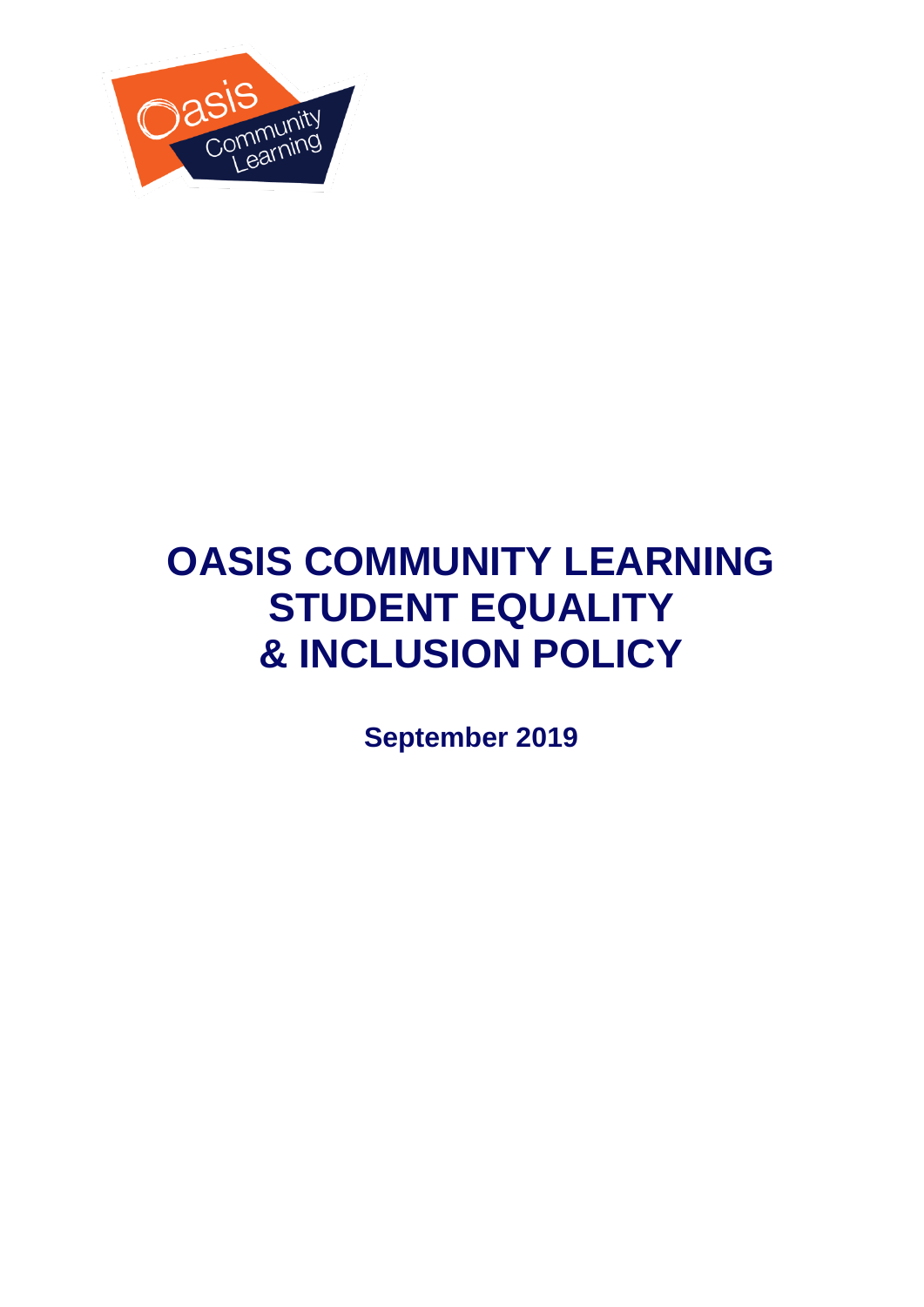# OASIS COMMUNITY LEARNING STUDENT EQUALITY & INCLUSION POLICY

**September 2019**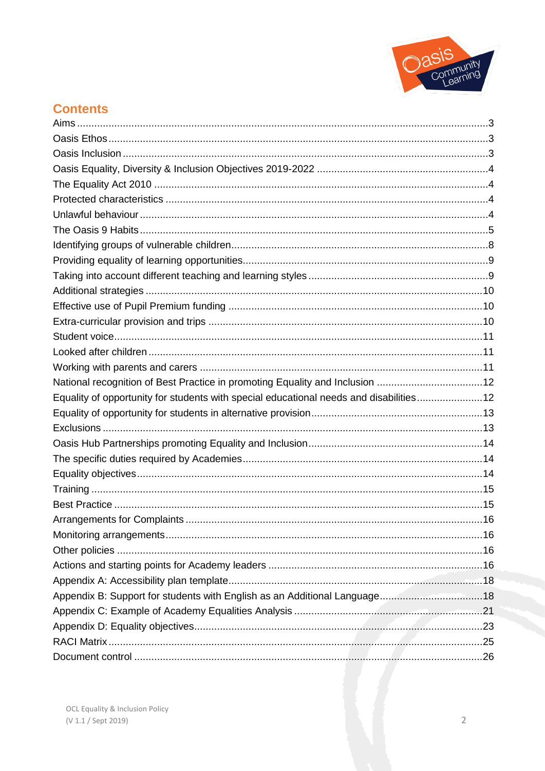## Contents

| | |
|---|---|
| Aims | 3 |
| Oasis Ethos | 3 |
| Oasis Inclusion | 3 |
| Oasis Equality, Diversity & Inclusion Objectives 2019-2022 | 4 |
| The Equality Act 2010 | 4 |
| Protected characteristics | 4 |
| Unlawful behaviour | 4 |
| The Oasis 9 Habits | 5 |
| Identifying groups of vulnerable children | 8 |
| Providing equality of learning opportunities | 9 |
| Taking into account different teaching and learning styles | 9 |
| Additional strategies | 10 |
| Effective use of Pupil Premium funding | 10 |
| Extra-curricular provision and trips | 10 |
| Student voice | 11 |
| Looked after children | 11 |
| Working with parents and carers | 11 |
| National recognition of Best Practice in promoting Equality and Inclusion | 12 |
| Equality of opportunity for students with special educational needs and disabilities | 12 |
| Equality of opportunity for students in alternative provision | 13 |
| Exclusions | 13 |
| Oasis Hub Partnerships promoting Equality and Inclusion | 14 |
| The specific duties required by Academies | 14 |
| Equality objectives | 14 |
| Training | 15 |
| Best Practice | 15 |
| Arrangements for Complaints | 16 |
| Monitoring arrangements | 16 |
| Other policies | 16 |
| Actions and starting points for Academy leaders | 16 |
| Appendix A: Accessibility plan template | 18 |
| Appendix B: Support for students with English as an Additional Language | 18 |
| Appendix C: Example of Academy Equalities Analysis | 21 |
| Appendix D: Equality objectives | 23 |
| RACI Matrix | 25 |
| Document control | 26 |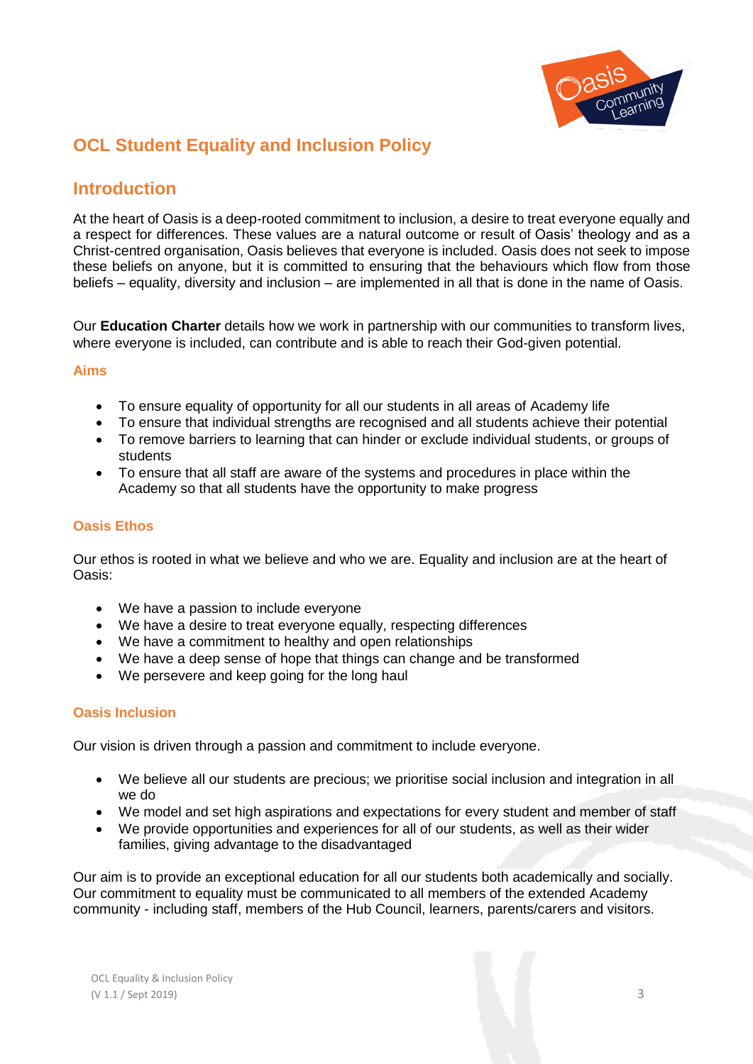# OCL Student Equality and Inclusion Policy

## Introduction

At the heart of Oasis is a deep-rooted commitment to inclusion, a desire to treat everyone equally and a respect for differences. These values are a natural outcome or result of Oasis' theology and as a Christ-centred organisation, Oasis believes that everyone is included. Oasis does not seek to impose these beliefs on anyone, but it is committed to ensuring that the behaviours which flow from those beliefs – equality, diversity and inclusion – are implemented in all that is done in the name of Oasis.

Our **Education Charter** details how we work in partnership with our communities to transform lives, where everyone is included, can contribute and is able to reach their God-given potential.

### Aims

- To ensure equality of opportunity for all our students in all areas of Academy life
- To ensure that individual strengths are recognised and all students achieve their potential
- To remove barriers to learning that can hinder or exclude individual students, or groups of students
- To ensure that all staff are aware of the systems and procedures in place within the Academy so that all students have the opportunity to make progress

### Oasis Ethos

Our ethos is rooted in what we believe and who we are. Equality and inclusion are at the heart of Oasis:

- We have a passion to include everyone
- We have a desire to treat everyone equally, respecting differences
- We have a commitment to healthy and open relationships
- We have a deep sense of hope that things can change and be transformed
- We persevere and keep going for the long haul

### Oasis Inclusion

Our vision is driven through a passion and commitment to include everyone.

- We believe all our students are precious; we prioritise social inclusion and integration in all we do
- We model and set high aspirations and expectations for every student and member of staff
- We provide opportunities and experiences for all of our students, as well as their wider families, giving advantage to the disadvantaged

Our aim is to provide an exceptional education for all our students both academically and socially. Our commitment to equality must be communicated to all members of the extended Academy community - including staff, members of the Hub Council, learners, parents/carers and visitors.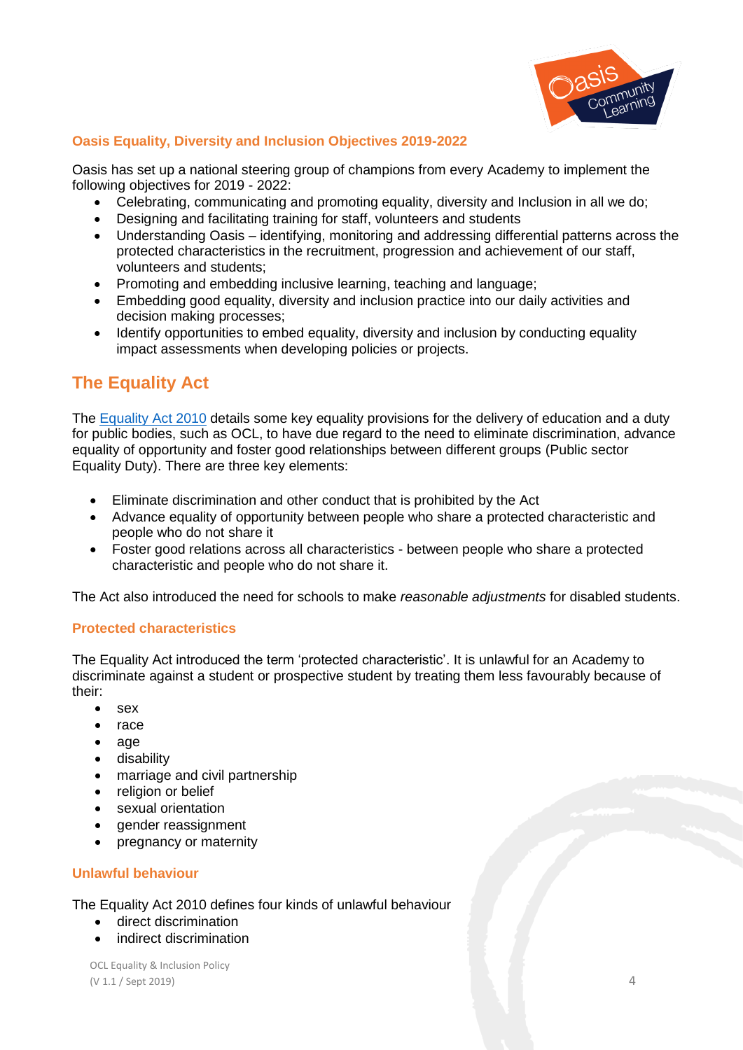### Oasis Equality, Diversity and Inclusion Objectives 2019-2022

Oasis has set up a national steering group of champions from every Academy to implement the following objectives for 2019 - 2022:

- Celebrating, communicating and promoting equality, diversity and Inclusion in all we do;
- Designing and facilitating training for staff, volunteers and students
- Understanding Oasis – identifying, monitoring and addressing differential patterns across the protected characteristics in the recruitment, progression and achievement of our staff, volunteers and students;
- Promoting and embedding inclusive learning, teaching and language;
- Embedding good equality, diversity and inclusion practice into our daily activities and decision making processes;
- Identify opportunities to embed equality, diversity and inclusion by conducting equality impact assessments when developing policies or projects.

## The Equality Act

The Equality Act 2010 details some key equality provisions for the delivery of education and a duty for public bodies, such as OCL, to have due regard to the need to eliminate discrimination, advance equality of opportunity and foster good relationships between different groups (Public sector Equality Duty). There are three key elements:

- Eliminate discrimination and other conduct that is prohibited by the Act
- Advance equality of opportunity between people who share a protected characteristic and people who do not share it
- Foster good relations across all characteristics - between people who share a protected characteristic and people who do not share it.

The Act also introduced the need for schools to make *reasonable adjustments* for disabled students.

### Protected characteristics

The Equality Act introduced the term 'protected characteristic'. It is unlawful for an Academy to discriminate against a student or prospective student by treating them less favourably because of their:

- sex
- race
- age
- disability
- marriage and civil partnership
- religion or belief
- sexual orientation
- gender reassignment
- pregnancy or maternity

### Unlawful behaviour

The Equality Act 2010 defines four kinds of unlawful behaviour

- direct discrimination
- indirect discrimination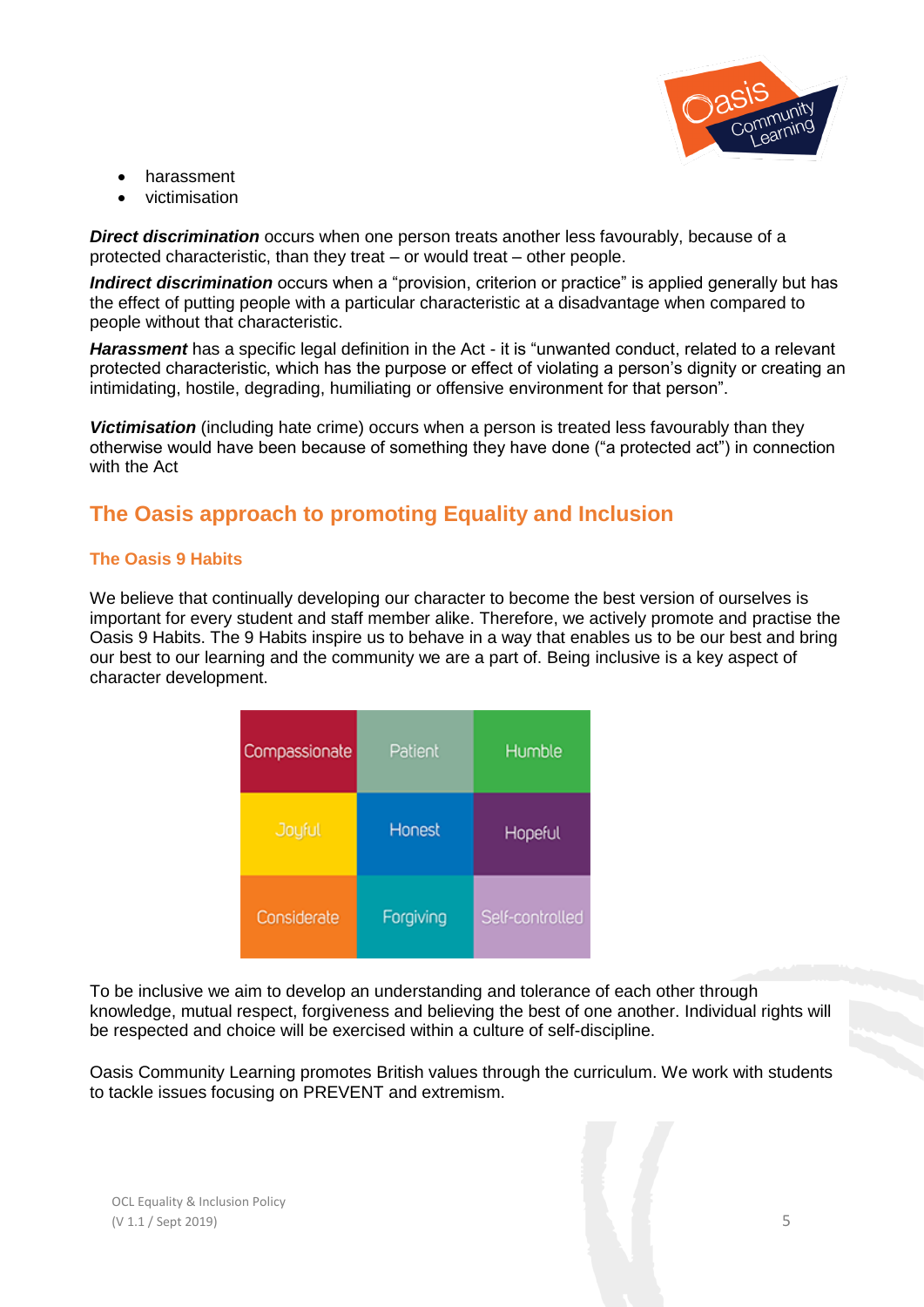- harassment
- victimisation

***Direct discrimination*** occurs when one person treats another less favourably, because of a protected characteristic, than they treat – or would treat – other people.

***Indirect discrimination*** occurs when a "provision, criterion or practice" is applied generally but has the effect of putting people with a particular characteristic at a disadvantage when compared to people without that characteristic.

***Harassment*** has a specific legal definition in the Act - it is "unwanted conduct, related to a relevant protected characteristic, which has the purpose or effect of violating a person's dignity or creating an intimidating, hostile, degrading, humiliating or offensive environment for that person".

***Victimisation*** (including hate crime) occurs when a person is treated less favourably than they otherwise would have been because of something they have done ("a protected act") in connection with the Act

## The Oasis approach to promoting Equality and Inclusion

### The Oasis 9 Habits

We believe that continually developing our character to become the best version of ourselves is important for every student and staff member alike. Therefore, we actively promote and practise the Oasis 9 Habits. The 9 Habits inspire us to behave in a way that enables us to be our best and bring our best to our learning and the community we are a part of. Being inclusive is a key aspect of character development.

| Compassionate | Patient | Humble |
|---|---|---|
| Joyful | Honest | Hopeful |
| Considerate | Forgiving | Self-controlled |

To be inclusive we aim to develop an understanding and tolerance of each other through knowledge, mutual respect, forgiveness and believing the best of one another. Individual rights will be respected and choice will be exercised within a culture of self-discipline.

Oasis Community Learning promotes British values through the curriculum. We work with students to tackle issues focusing on PREVENT and extremism.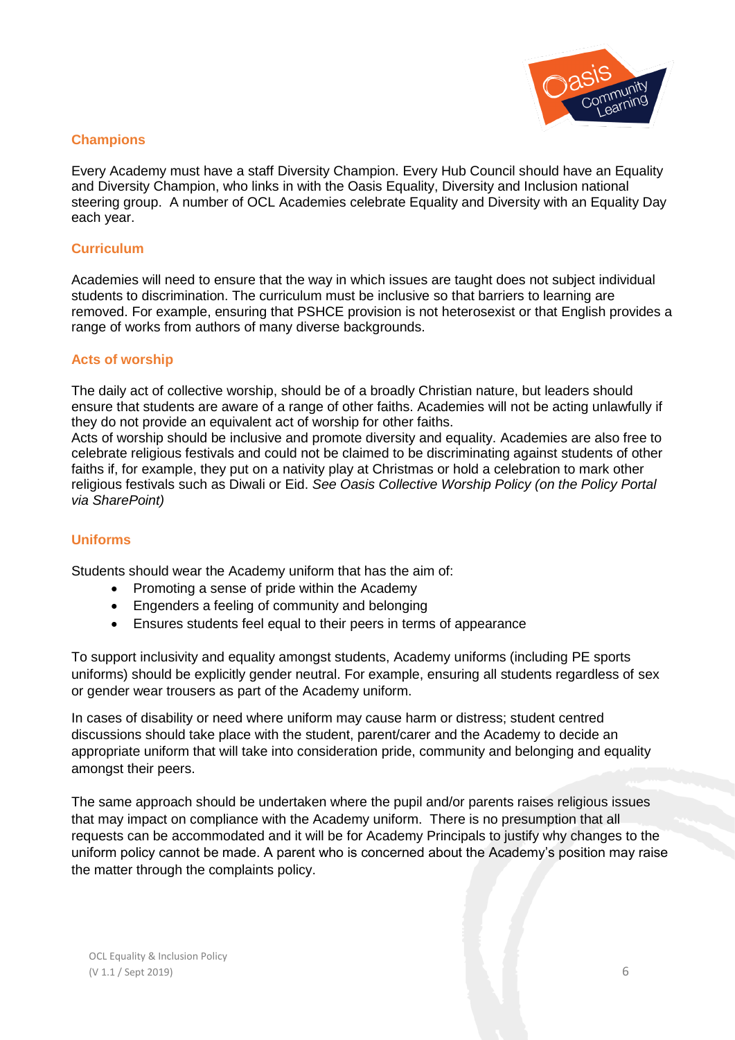### Champions

Every Academy must have a staff Diversity Champion. Every Hub Council should have an Equality and Diversity Champion, who links in with the Oasis Equality, Diversity and Inclusion national steering group. A number of OCL Academies celebrate Equality and Diversity with an Equality Day each year.

### Curriculum

Academies will need to ensure that the way in which issues are taught does not subject individual students to discrimination. The curriculum must be inclusive so that barriers to learning are removed. For example, ensuring that PSHCE provision is not heterosexist or that English provides a range of works from authors of many diverse backgrounds.

### Acts of worship

The daily act of collective worship, should be of a broadly Christian nature, but leaders should ensure that students are aware of a range of other faiths. Academies will not be acting unlawfully if they do not provide an equivalent act of worship for other faiths.
Acts of worship should be inclusive and promote diversity and equality. Academies are also free to celebrate religious festivals and could not be claimed to be discriminating against students of other faiths if, for example, they put on a nativity play at Christmas or hold a celebration to mark other religious festivals such as Diwali or Eid. *See Oasis Collective Worship Policy (on the Policy Portal via SharePoint)*

### Uniforms

Students should wear the Academy uniform that has the aim of:

- Promoting a sense of pride within the Academy
- Engenders a feeling of community and belonging
- Ensures students feel equal to their peers in terms of appearance

To support inclusivity and equality amongst students, Academy uniforms (including PE sports uniforms) should be explicitly gender neutral. For example, ensuring all students regardless of sex or gender wear trousers as part of the Academy uniform.

In cases of disability or need where uniform may cause harm or distress; student centred discussions should take place with the student, parent/carer and the Academy to decide an appropriate uniform that will take into consideration pride, community and belonging and equality amongst their peers.

The same approach should be undertaken where the pupil and/or parents raises religious issues that may impact on compliance with the Academy uniform. There is no presumption that all requests can be accommodated and it will be for Academy Principals to justify why changes to the uniform policy cannot be made. A parent who is concerned about the Academy's position may raise the matter through the complaints policy.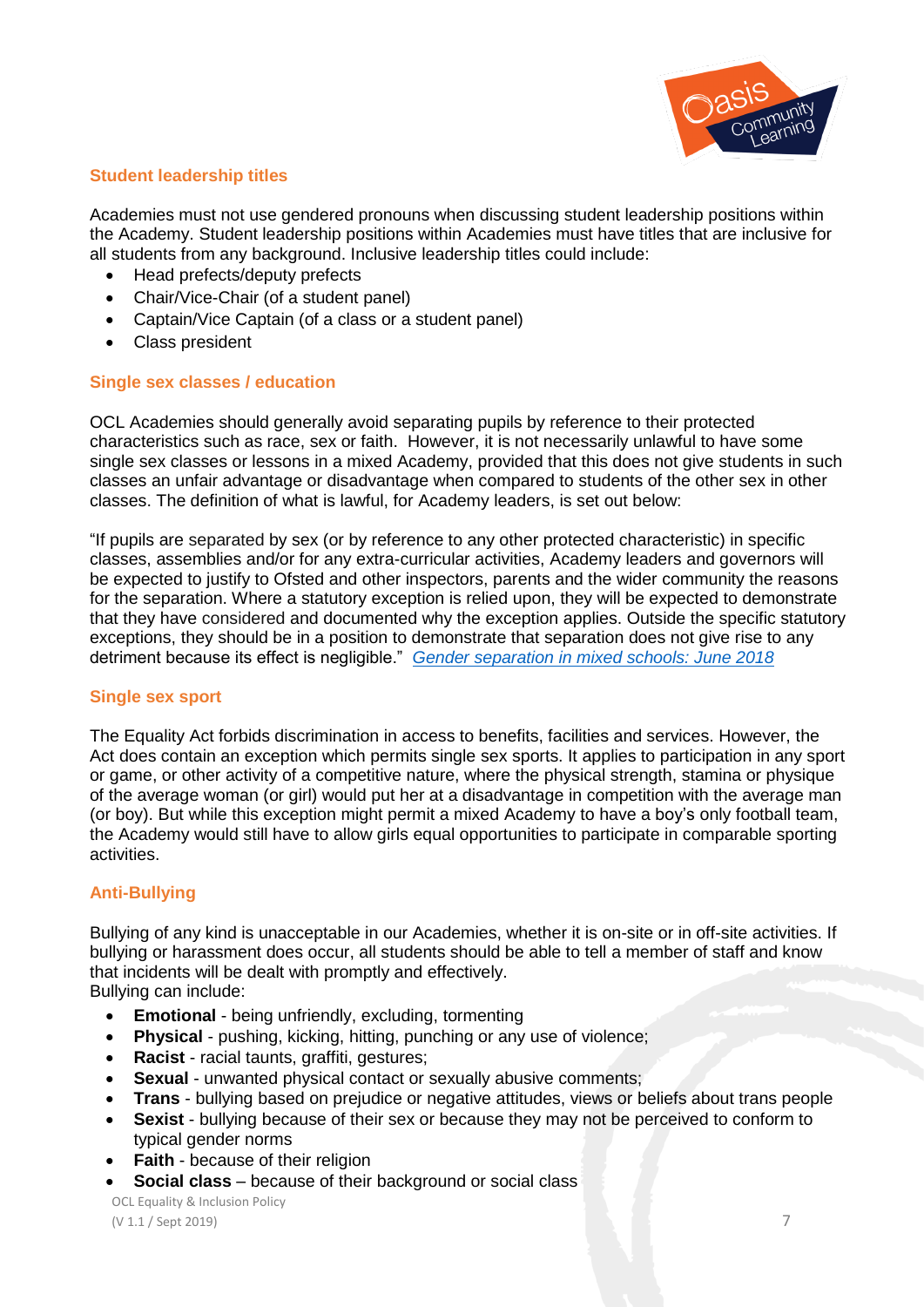### Student leadership titles

Academies must not use gendered pronouns when discussing student leadership positions within the Academy. Student leadership positions within Academies must have titles that are inclusive for all students from any background. Inclusive leadership titles could include:

- Head prefects/deputy prefects
- Chair/Vice-Chair (of a student panel)
- Captain/Vice Captain (of a class or a student panel)
- Class president

### Single sex classes / education

OCL Academies should generally avoid separating pupils by reference to their protected characteristics such as race, sex or faith. However, it is not necessarily unlawful to have some single sex classes or lessons in a mixed Academy, provided that this does not give students in such classes an unfair advantage or disadvantage when compared to students of the other sex in other classes. The definition of what is lawful, for Academy leaders, is set out below:

"If pupils are separated by sex (or by reference to any other protected characteristic) in specific classes, assemblies and/or for any extra-curricular activities, Academy leaders and governors will be expected to justify to Ofsted and other inspectors, parents and the wider community the reasons for the separation. Where a statutory exception is relied upon, they will be expected to demonstrate that they have considered and documented why the exception applies. Outside the specific statutory exceptions, they should be in a position to demonstrate that separation does not give rise to any detriment because its effect is negligible." *Gender separation in mixed schools: June 2018*

### Single sex sport

The Equality Act forbids discrimination in access to benefits, facilities and services. However, the Act does contain an exception which permits single sex sports. It applies to participation in any sport or game, or other activity of a competitive nature, where the physical strength, stamina or physique of the average woman (or girl) would put her at a disadvantage in competition with the average man (or boy). But while this exception might permit a mixed Academy to have a boy's only football team, the Academy would still have to allow girls equal opportunities to participate in comparable sporting activities.

### Anti-Bullying

Bullying of any kind is unacceptable in our Academies, whether it is on-site or in off-site activities. If bullying or harassment does occur, all students should be able to tell a member of staff and know that incidents will be dealt with promptly and effectively.
Bullying can include:

- **Emotional** - being unfriendly, excluding, tormenting
- **Physical** - pushing, kicking, hitting, punching or any use of violence;
- **Racist** - racial taunts, graffiti, gestures;
- **Sexual** - unwanted physical contact or sexually abusive comments;
- **Trans** - bullying based on prejudice or negative attitudes, views or beliefs about trans people
- **Sexist** - bullying because of their sex or because they may not be perceived to conform to typical gender norms
- **Faith** - because of their religion
- **Social class** – because of their background or social class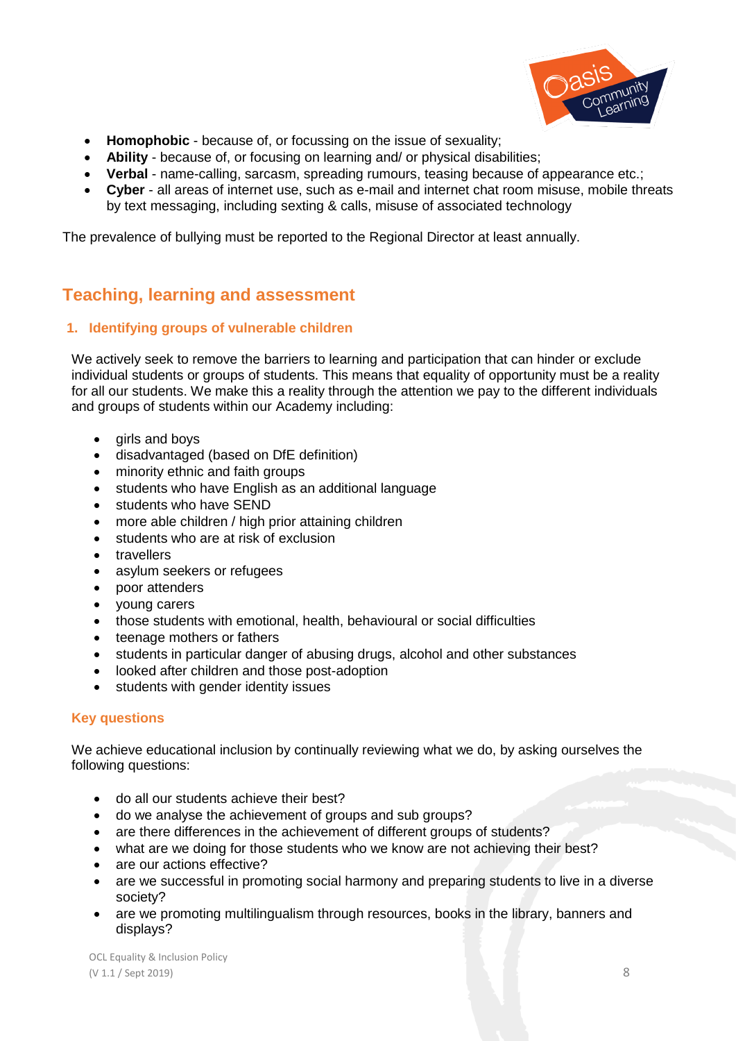- **Homophobic** - because of, or focussing on the issue of sexuality;
- **Ability** - because of, or focusing on learning and/ or physical disabilities;
- **Verbal** - name-calling, sarcasm, spreading rumours, teasing because of appearance etc.;
- **Cyber** - all areas of internet use, such as e-mail and internet chat room misuse, mobile threats by text messaging, including sexting & calls, misuse of associated technology

The prevalence of bullying must be reported to the Regional Director at least annually.

## Teaching, learning and assessment

### 1. Identifying groups of vulnerable children

We actively seek to remove the barriers to learning and participation that can hinder or exclude individual students or groups of students. This means that equality of opportunity must be a reality for all our students. We make this a reality through the attention we pay to the different individuals and groups of students within our Academy including:

- girls and boys
- disadvantaged (based on DfE definition)
- minority ethnic and faith groups
- students who have English as an additional language
- students who have SEND
- more able children / high prior attaining children
- students who are at risk of exclusion
- travellers
- asylum seekers or refugees
- poor attenders
- young carers
- those students with emotional, health, behavioural or social difficulties
- teenage mothers or fathers
- students in particular danger of abusing drugs, alcohol and other substances
- looked after children and those post-adoption
- students with gender identity issues

#### Key questions

We achieve educational inclusion by continually reviewing what we do, by asking ourselves the following questions:

- do all our students achieve their best?
- do we analyse the achievement of groups and sub groups?
- are there differences in the achievement of different groups of students?
- what are we doing for those students who we know are not achieving their best?
- are our actions effective?
- are we successful in promoting social harmony and preparing students to live in a diverse society?
- are we promoting multilingualism through resources, books in the library, banners and displays?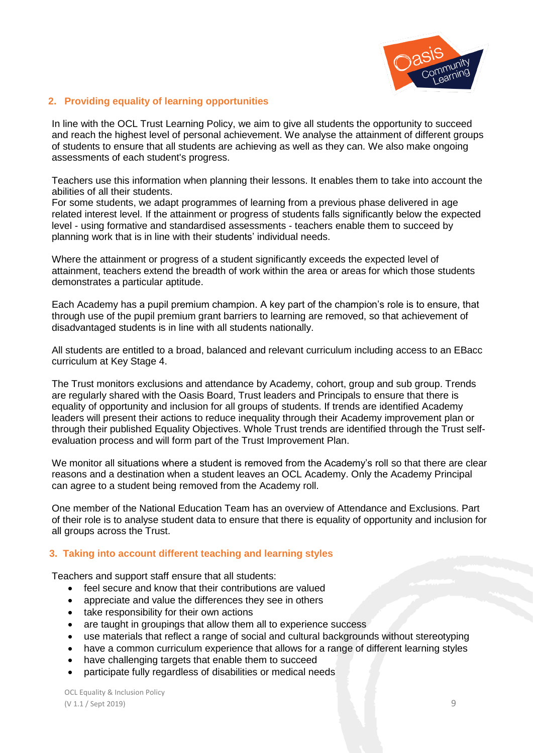## 2. Providing equality of learning opportunities

In line with the OCL Trust Learning Policy, we aim to give all students the opportunity to succeed and reach the highest level of personal achievement. We analyse the attainment of different groups of students to ensure that all students are achieving as well as they can. We also make ongoing assessments of each student's progress.

Teachers use this information when planning their lessons. It enables them to take into account the abilities of all their students.
For some students, we adapt programmes of learning from a previous phase delivered in age related interest level. If the attainment or progress of students falls significantly below the expected level - using formative and standardised assessments - teachers enable them to succeed by planning work that is in line with their students' individual needs.

Where the attainment or progress of a student significantly exceeds the expected level of attainment, teachers extend the breadth of work within the area or areas for which those students demonstrates a particular aptitude.

Each Academy has a pupil premium champion. A key part of the champion's role is to ensure, that through use of the pupil premium grant barriers to learning are removed, so that achievement of disadvantaged students is in line with all students nationally.

All students are entitled to a broad, balanced and relevant curriculum including access to an EBacc curriculum at Key Stage 4.

The Trust monitors exclusions and attendance by Academy, cohort, group and sub group. Trends are regularly shared with the Oasis Board, Trust leaders and Principals to ensure that there is equality of opportunity and inclusion for all groups of students. If trends are identified Academy leaders will present their actions to reduce inequality through their Academy improvement plan or through their published Equality Objectives. Whole Trust trends are identified through the Trust self-evaluation process and will form part of the Trust Improvement Plan.

We monitor all situations where a student is removed from the Academy's roll so that there are clear reasons and a destination when a student leaves an OCL Academy. Only the Academy Principal can agree to a student being removed from the Academy roll.

One member of the National Education Team has an overview of Attendance and Exclusions. Part of their role is to analyse student data to ensure that there is equality of opportunity and inclusion for all groups across the Trust.

## 3. Taking into account different teaching and learning styles

Teachers and support staff ensure that all students:

- feel secure and know that their contributions are valued
- appreciate and value the differences they see in others
- take responsibility for their own actions
- are taught in groupings that allow them all to experience success
- use materials that reflect a range of social and cultural backgrounds without stereotyping
- have a common curriculum experience that allows for a range of different learning styles
- have challenging targets that enable them to succeed
- participate fully regardless of disabilities or medical needs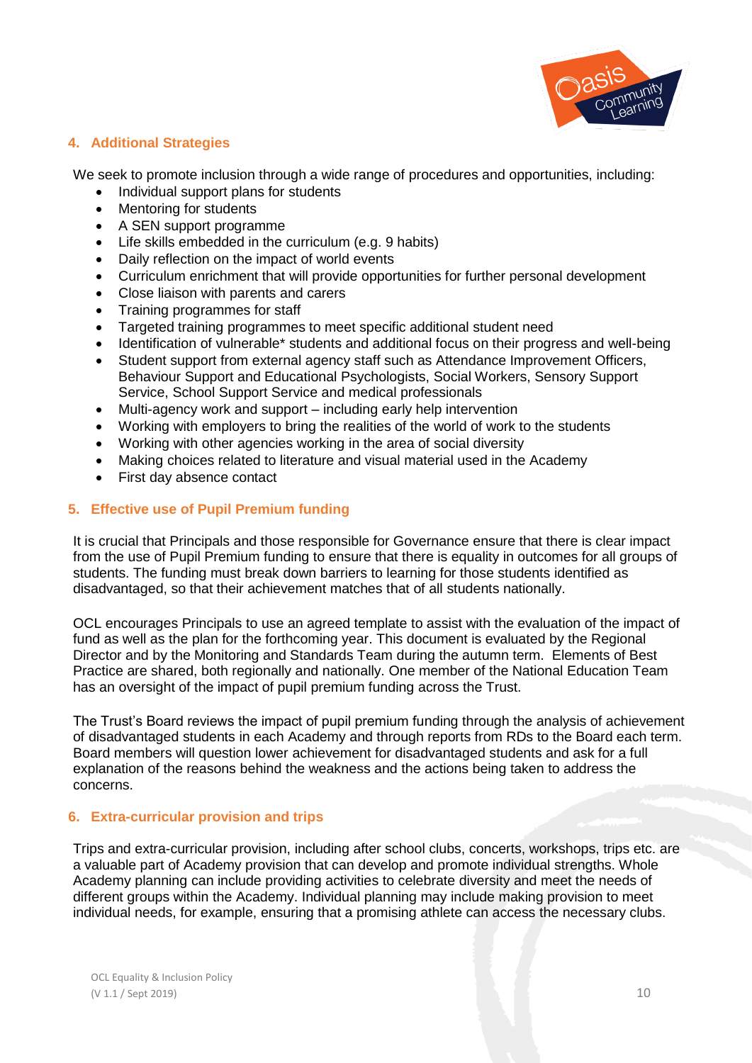## 4. Additional Strategies

We seek to promote inclusion through a wide range of procedures and opportunities, including:

- Individual support plans for students
- Mentoring for students
- A SEN support programme
- Life skills embedded in the curriculum (e.g. 9 habits)
- Daily reflection on the impact of world events
- Curriculum enrichment that will provide opportunities for further personal development
- Close liaison with parents and carers
- Training programmes for staff
- Targeted training programmes to meet specific additional student need
- Identification of vulnerable* students and additional focus on their progress and well-being
- Student support from external agency staff such as Attendance Improvement Officers, Behaviour Support and Educational Psychologists, Social Workers, Sensory Support Service, School Support Service and medical professionals
- Multi-agency work and support – including early help intervention
- Working with employers to bring the realities of the world of work to the students
- Working with other agencies working in the area of social diversity
- Making choices related to literature and visual material used in the Academy
- First day absence contact

## 5. Effective use of Pupil Premium funding

It is crucial that Principals and those responsible for Governance ensure that there is clear impact from the use of Pupil Premium funding to ensure that there is equality in outcomes for all groups of students. The funding must break down barriers to learning for those students identified as disadvantaged, so that their achievement matches that of all students nationally.

OCL encourages Principals to use an agreed template to assist with the evaluation of the impact of fund as well as the plan for the forthcoming year. This document is evaluated by the Regional Director and by the Monitoring and Standards Team during the autumn term. Elements of Best Practice are shared, both regionally and nationally. One member of the National Education Team has an oversight of the impact of pupil premium funding across the Trust.

The Trust's Board reviews the impact of pupil premium funding through the analysis of achievement of disadvantaged students in each Academy and through reports from RDs to the Board each term. Board members will question lower achievement for disadvantaged students and ask for a full explanation of the reasons behind the weakness and the actions being taken to address the concerns.

## 6. Extra-curricular provision and trips

Trips and extra-curricular provision, including after school clubs, concerts, workshops, trips etc. are a valuable part of Academy provision that can develop and promote individual strengths. Whole Academy planning can include providing activities to celebrate diversity and meet the needs of different groups within the Academy. Individual planning may include making provision to meet individual needs, for example, ensuring that a promising athlete can access the necessary clubs.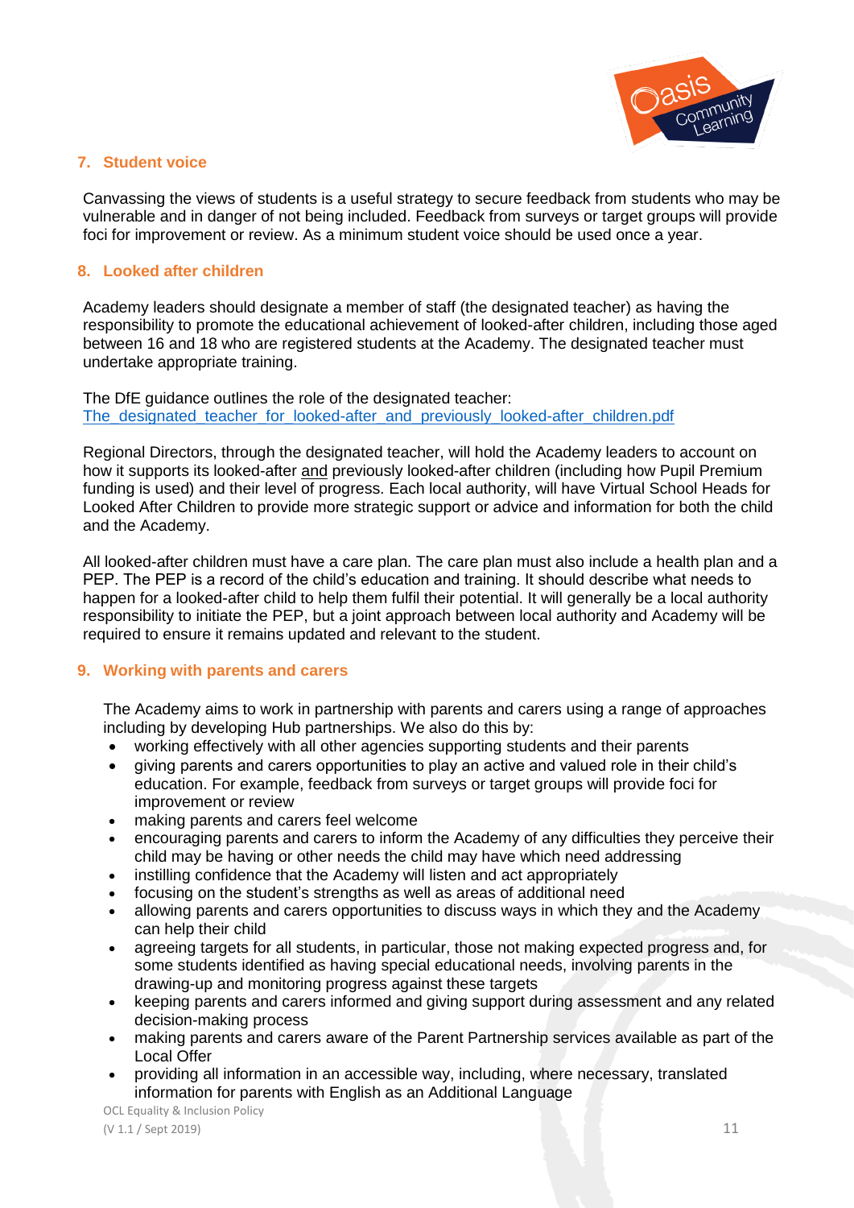## 7. Student voice

Canvassing the views of students is a useful strategy to secure feedback from students who may be vulnerable and in danger of not being included. Feedback from surveys or target groups will provide foci for improvement or review. As a minimum student voice should be used once a year.

## 8. Looked after children

Academy leaders should designate a member of staff (the designated teacher) as having the responsibility to promote the educational achievement of looked-after children, including those aged between 16 and 18 who are registered students at the Academy. The designated teacher must undertake appropriate training.

The DfE guidance outlines the role of the designated teacher:
The_designated_teacher_for_looked-after_and_previously_looked-after_children.pdf

Regional Directors, through the designated teacher, will hold the Academy leaders to account on how it supports its looked-after and previously looked-after children (including how Pupil Premium funding is used) and their level of progress. Each local authority, will have Virtual School Heads for Looked After Children to provide more strategic support or advice and information for both the child and the Academy.

All looked-after children must have a care plan. The care plan must also include a health plan and a PEP. The PEP is a record of the child's education and training. It should describe what needs to happen for a looked-after child to help them fulfil their potential. It will generally be a local authority responsibility to initiate the PEP, but a joint approach between local authority and Academy will be required to ensure it remains updated and relevant to the student.

## 9. Working with parents and carers

The Academy aims to work in partnership with parents and carers using a range of approaches including by developing Hub partnerships. We also do this by:

- working effectively with all other agencies supporting students and their parents
- giving parents and carers opportunities to play an active and valued role in their child's education. For example, feedback from surveys or target groups will provide foci for improvement or review
- making parents and carers feel welcome
- encouraging parents and carers to inform the Academy of any difficulties they perceive their child may be having or other needs the child may have which need addressing
- instilling confidence that the Academy will listen and act appropriately
- focusing on the student's strengths as well as areas of additional need
- allowing parents and carers opportunities to discuss ways in which they and the Academy can help their child
- agreeing targets for all students, in particular, those not making expected progress and, for some students identified as having special educational needs, involving parents in the drawing-up and monitoring progress against these targets
- keeping parents and carers informed and giving support during assessment and any related decision-making process
- making parents and carers aware of the Parent Partnership services available as part of the Local Offer
- providing all information in an accessible way, including, where necessary, translated information for parents with English as an Additional Language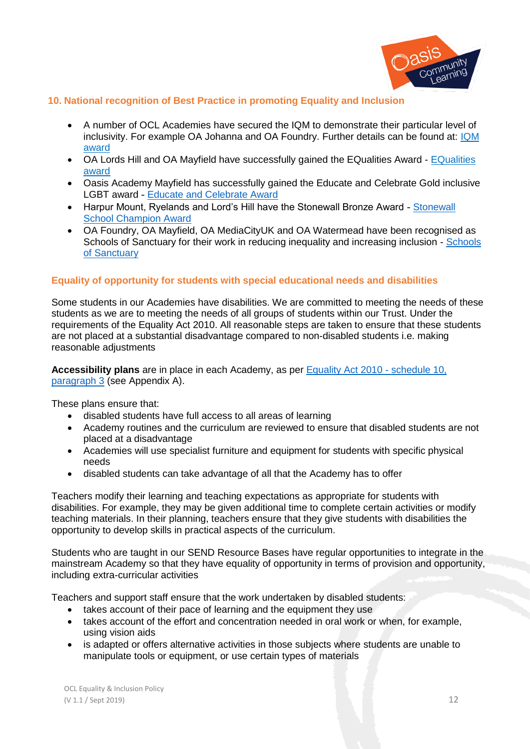## 10. National recognition of Best Practice in promoting Equality and Inclusion

- A number of OCL Academies have secured the IQM to demonstrate their particular level of inclusivity. For example OA Johanna and OA Foundry. Further details can be found at: IQM award
- OA Lords Hill and OA Mayfield have successfully gained the EQualities Award - EQualities award
- Oasis Academy Mayfield has successfully gained the Educate and Celebrate Gold inclusive LGBT award - Educate and Celebrate Award
- Harpur Mount, Ryelands and Lord's Hill have the Stonewall Bronze Award - Stonewall School Champion Award
- OA Foundry, OA Mayfield, OA MediaCityUK and OA Watermead have been recognised as Schools of Sanctuary for their work in reducing inequality and increasing inclusion - Schools of Sanctuary

### Equality of opportunity for students with special educational needs and disabilities

Some students in our Academies have disabilities. We are committed to meeting the needs of these students as we are to meeting the needs of all groups of students within our Trust. Under the requirements of the Equality Act 2010. All reasonable steps are taken to ensure that these students are not placed at a substantial disadvantage compared to non-disabled students i.e. making reasonable adjustments

**Accessibility plans** are in place in each Academy, as per Equality Act 2010 - schedule 10, paragraph 3 (see Appendix A).

These plans ensure that:

- disabled students have full access to all areas of learning
- Academy routines and the curriculum are reviewed to ensure that disabled students are not placed at a disadvantage
- Academies will use specialist furniture and equipment for students with specific physical needs
- disabled students can take advantage of all that the Academy has to offer

Teachers modify their learning and teaching expectations as appropriate for students with disabilities. For example, they may be given additional time to complete certain activities or modify teaching materials. In their planning, teachers ensure that they give students with disabilities the opportunity to develop skills in practical aspects of the curriculum.

Students who are taught in our SEND Resource Bases have regular opportunities to integrate in the mainstream Academy so that they have equality of opportunity in terms of provision and opportunity, including extra-curricular activities

Teachers and support staff ensure that the work undertaken by disabled students:

- takes account of their pace of learning and the equipment they use
- takes account of the effort and concentration needed in oral work or when, for example, using vision aids
- is adapted or offers alternative activities in those subjects where students are unable to manipulate tools or equipment, or use certain types of materials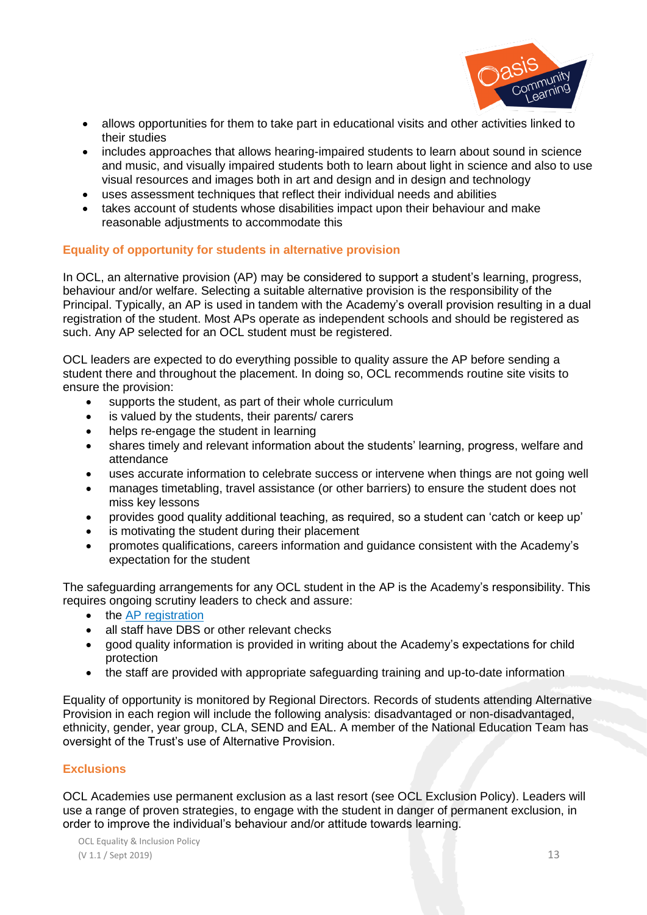- allows opportunities for them to take part in educational visits and other activities linked to their studies
- includes approaches that allows hearing-impaired students to learn about sound in science and music, and visually impaired students both to learn about light in science and also to use visual resources and images both in art and design and in design and technology
- uses assessment techniques that reflect their individual needs and abilities
- takes account of students whose disabilities impact upon their behaviour and make reasonable adjustments to accommodate this

## Equality of opportunity for students in alternative provision

In OCL, an alternative provision (AP) may be considered to support a student's learning, progress, behaviour and/or welfare. Selecting a suitable alternative provision is the responsibility of the Principal. Typically, an AP is used in tandem with the Academy's overall provision resulting in a dual registration of the student. Most APs operate as independent schools and should be registered as such. Any AP selected for an OCL student must be registered.

OCL leaders are expected to do everything possible to quality assure the AP before sending a student there and throughout the placement. In doing so, OCL recommends routine site visits to ensure the provision:

- supports the student, as part of their whole curriculum
- is valued by the students, their parents/ carers
- helps re-engage the student in learning
- shares timely and relevant information about the students' learning, progress, welfare and attendance
- uses accurate information to celebrate success or intervene when things are not going well
- manages timetabling, travel assistance (or other barriers) to ensure the student does not miss key lessons
- provides good quality additional teaching, as required, so a student can 'catch or keep up'
- is motivating the student during their placement
- promotes qualifications, careers information and guidance consistent with the Academy's expectation for the student

The safeguarding arrangements for any OCL student in the AP is the Academy's responsibility. This requires ongoing scrutiny leaders to check and assure:

- the AP registration
- all staff have DBS or other relevant checks
- good quality information is provided in writing about the Academy's expectations for child protection
- the staff are provided with appropriate safeguarding training and up-to-date information

Equality of opportunity is monitored by Regional Directors. Records of students attending Alternative Provision in each region will include the following analysis: disadvantaged or non-disadvantaged, ethnicity, gender, year group, CLA, SEND and EAL. A member of the National Education Team has oversight of the Trust's use of Alternative Provision.

## Exclusions

OCL Academies use permanent exclusion as a last resort (see OCL Exclusion Policy). Leaders will use a range of proven strategies, to engage with the student in danger of permanent exclusion, in order to improve the individual's behaviour and/or attitude towards learning.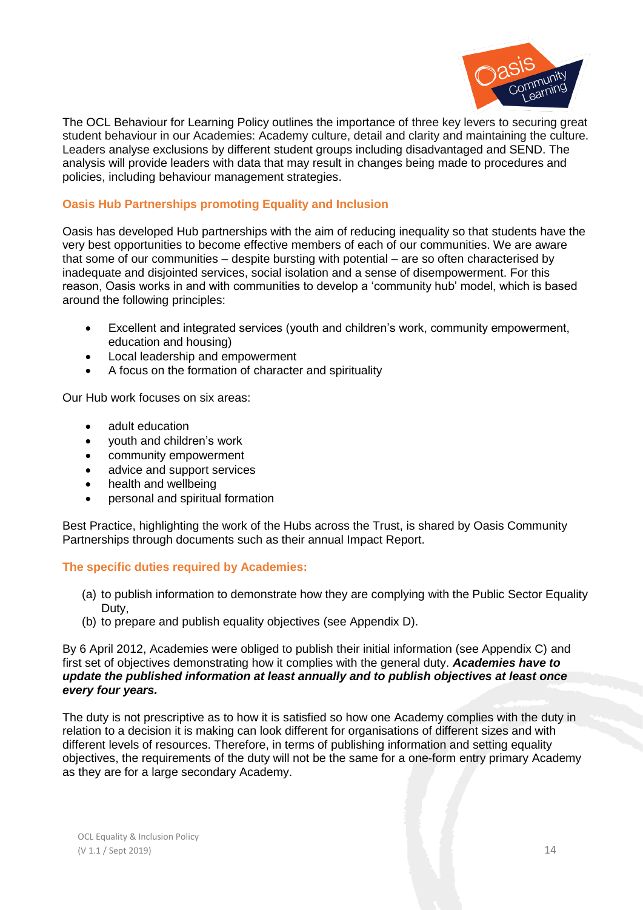The OCL Behaviour for Learning Policy outlines the importance of three key levers to securing great student behaviour in our Academies: Academy culture, detail and clarity and maintaining the culture. Leaders analyse exclusions by different student groups including disadvantaged and SEND. The analysis will provide leaders with data that may result in changes being made to procedures and policies, including behaviour management strategies.

### Oasis Hub Partnerships promoting Equality and Inclusion

Oasis has developed Hub partnerships with the aim of reducing inequality so that students have the very best opportunities to become effective members of each of our communities. We are aware that some of our communities – despite bursting with potential – are so often characterised by inadequate and disjointed services, social isolation and a sense of disempowerment. For this reason, Oasis works in and with communities to develop a 'community hub' model, which is based around the following principles:

- Excellent and integrated services (youth and children's work, community empowerment, education and housing)
- Local leadership and empowerment
- A focus on the formation of character and spirituality

Our Hub work focuses on six areas:

- adult education
- youth and children's work
- community empowerment
- advice and support services
- health and wellbeing
- personal and spiritual formation

Best Practice, highlighting the work of the Hubs across the Trust, is shared by Oasis Community Partnerships through documents such as their annual Impact Report.

### The specific duties required by Academies:

(a) to publish information to demonstrate how they are complying with the Public Sector Equality Duty,
(b) to prepare and publish equality objectives (see Appendix D).

By 6 April 2012, Academies were obliged to publish their initial information (see Appendix C) and first set of objectives demonstrating how it complies with the general duty. ***Academies have to update the published information at least annually and to publish objectives at least once every four years.***

The duty is not prescriptive as to how it is satisfied so how one Academy complies with the duty in relation to a decision it is making can look different for organisations of different sizes and with different levels of resources. Therefore, in terms of publishing information and setting equality objectives, the requirements of the duty will not be the same for a one-form entry primary Academy as they are for a large secondary Academy.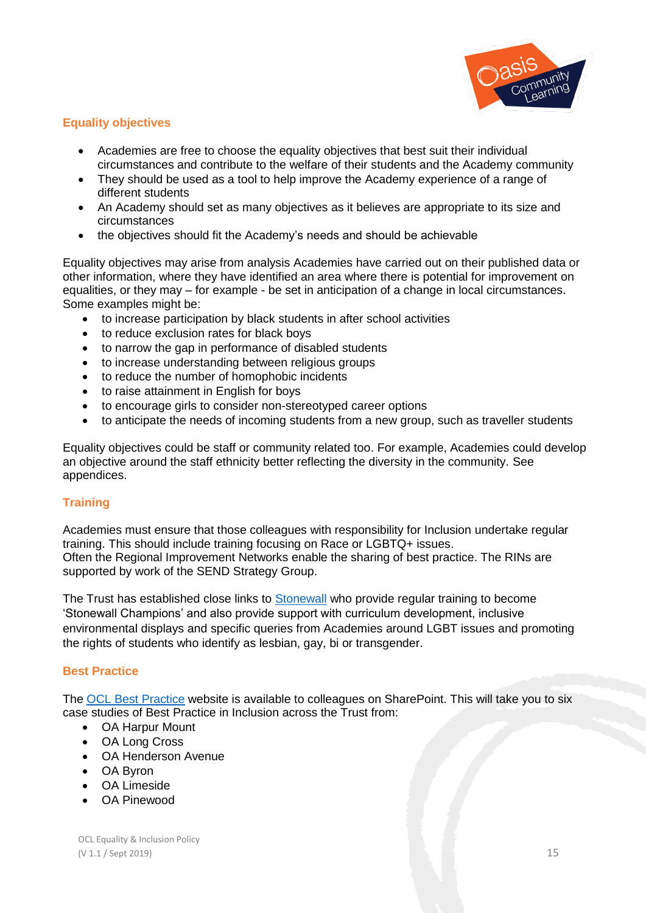## Equality objectives

- Academies are free to choose the equality objectives that best suit their individual circumstances and contribute to the welfare of their students and the Academy community
- They should be used as a tool to help improve the Academy experience of a range of different students
- An Academy should set as many objectives as it believes are appropriate to its size and circumstances
- the objectives should fit the Academy's needs and should be achievable

Equality objectives may arise from analysis Academies have carried out on their published data or other information, where they have identified an area where there is potential for improvement on equalities, or they may – for example - be set in anticipation of a change in local circumstances. Some examples might be:

- to increase participation by black students in after school activities
- to reduce exclusion rates for black boys
- to narrow the gap in performance of disabled students
- to increase understanding between religious groups
- to reduce the number of homophobic incidents
- to raise attainment in English for boys
- to encourage girls to consider non-stereotyped career options
- to anticipate the needs of incoming students from a new group, such as traveller students

Equality objectives could be staff or community related too. For example, Academies could develop an objective around the staff ethnicity better reflecting the diversity in the community. See appendices.

## Training

Academies must ensure that those colleagues with responsibility for Inclusion undertake regular training. This should include training focusing on Race or LGBTQ+ issues.
Often the Regional Improvement Networks enable the sharing of best practice. The RINs are supported by work of the SEND Strategy Group.

The Trust has established close links to Stonewall who provide regular training to become 'Stonewall Champions' and also provide support with curriculum development, inclusive environmental displays and specific queries from Academies around LGBT issues and promoting the rights of students who identify as lesbian, gay, bi or transgender.

## Best Practice

The OCL Best Practice website is available to colleagues on SharePoint. This will take you to six case studies of Best Practice in Inclusion across the Trust from:

- OA Harpur Mount
- OA Long Cross
- OA Henderson Avenue
- OA Byron
- OA Limeside
- OA Pinewood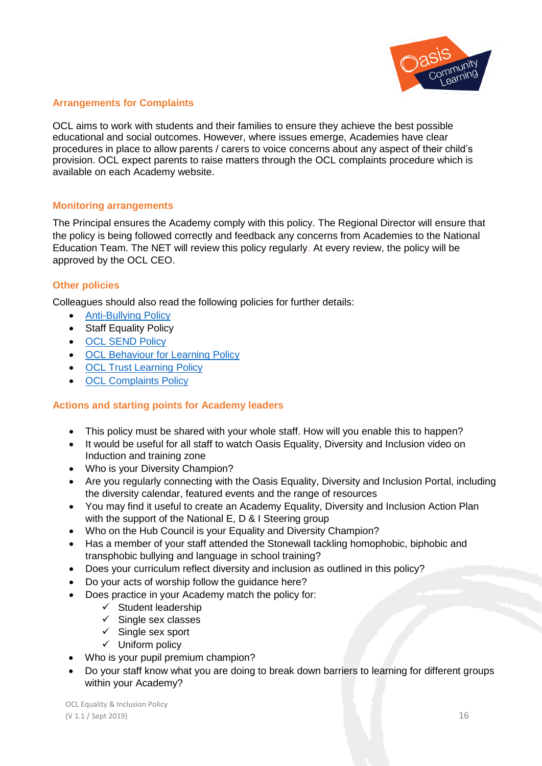## Arrangements for Complaints

OCL aims to work with students and their families to ensure they achieve the best possible educational and social outcomes. However, where issues emerge, Academies have clear procedures in place to allow parents / carers to voice concerns about any aspect of their child's provision. OCL expect parents to raise matters through the OCL complaints procedure which is available on each Academy website.

## Monitoring arrangements

The Principal ensures the Academy comply with this policy. The Regional Director will ensure that the policy is being followed correctly and feedback any concerns from Academies to the National Education Team. The NET will review this policy regularly. At every review, the policy will be approved by the OCL CEO.

## Other policies

Colleagues should also read the following policies for further details:

- Anti-Bullying Policy
- Staff Equality Policy
- OCL SEND Policy
- OCL Behaviour for Learning Policy
- OCL Trust Learning Policy
- OCL Complaints Policy

## Actions and starting points for Academy leaders

- This policy must be shared with your whole staff. How will you enable this to happen?
- It would be useful for all staff to watch Oasis Equality, Diversity and Inclusion video on Induction and training zone
- Who is your Diversity Champion?
- Are you regularly connecting with the Oasis Equality, Diversity and Inclusion Portal, including the diversity calendar, featured events and the range of resources
- You may find it useful to create an Academy Equality, Diversity and Inclusion Action Plan with the support of the National E, D & I Steering group
- Who on the Hub Council is your Equality and Diversity Champion?
- Has a member of your staff attended the Stonewall tackling homophobic, biphobic and transphobic bullying and language in school training?
- Does your curriculum reflect diversity and inclusion as outlined in this policy?
- Do your acts of worship follow the guidance here?
- Does practice in your Academy match the policy for:
  - ✓ Student leadership
  - ✓ Single sex classes
  - ✓ Single sex sport
  - ✓ Uniform policy
- Who is your pupil premium champion?
- Do your staff know what you are doing to break down barriers to learning for different groups within your Academy?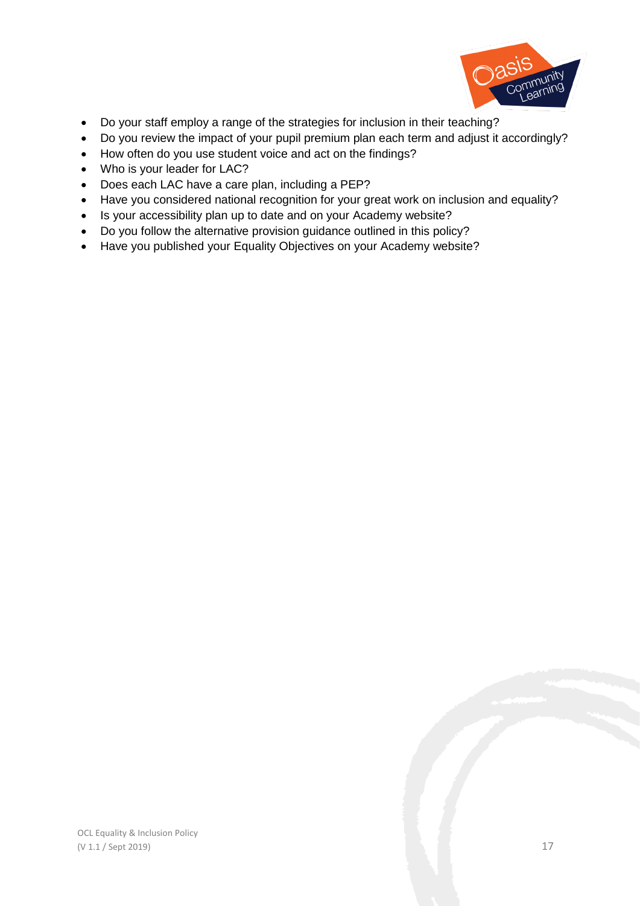- Do your staff employ a range of the strategies for inclusion in their teaching?
- Do you review the impact of your pupil premium plan each term and adjust it accordingly?
- How often do you use student voice and act on the findings?
- Who is your leader for LAC?
- Does each LAC have a care plan, including a PEP?
- Have you considered national recognition for your great work on inclusion and equality?
- Is your accessibility plan up to date and on your Academy website?
- Do you follow the alternative provision guidance outlined in this policy?
- Have you published your Equality Objectives on your Academy website?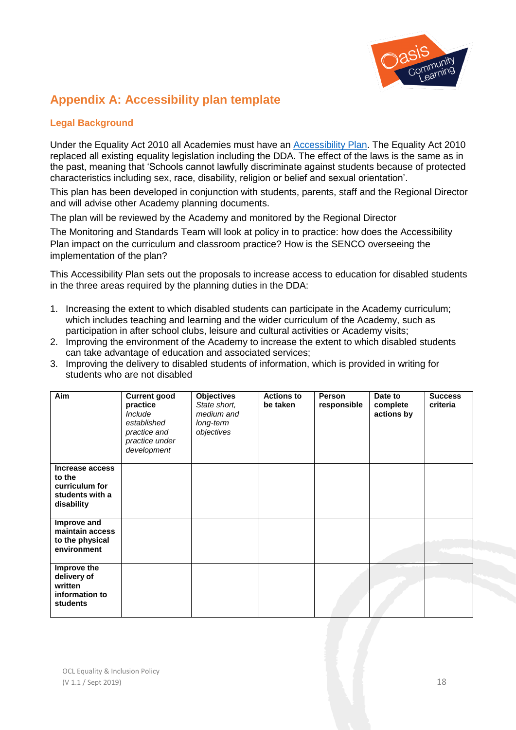## Appendix A: Accessibility plan template

### Legal Background

Under the Equality Act 2010 all Academies must have an [Accessibility Plan](). The Equality Act 2010 replaced all existing equality legislation including the DDA. The effect of the laws is the same as in the past, meaning that 'Schools cannot lawfully discriminate against students because of protected characteristics including sex, race, disability, religion or belief and sexual orientation'.

This plan has been developed in conjunction with students, parents, staff and the Regional Director and will advise other Academy planning documents.

The plan will be reviewed by the Academy and monitored by the Regional Director

The Monitoring and Standards Team will look at policy in to practice: how does the Accessibility Plan impact on the curriculum and classroom practice? How is the SENCO overseeing the implementation of the plan?

This Accessibility Plan sets out the proposals to increase access to education for disabled students in the three areas required by the planning duties in the DDA:

1. Increasing the extent to which disabled students can participate in the Academy curriculum; which includes teaching and learning and the wider curriculum of the Academy, such as participation in after school clubs, leisure and cultural activities or Academy visits;
2. Improving the environment of the Academy to increase the extent to which disabled students can take advantage of education and associated services;
3. Improving the delivery to disabled students of information, which is provided in writing for students who are not disabled

| **Aim** | **Current good practice** *Include established practice and practice under development* | **Objectives** *State short, medium and long-term objectives* | **Actions to be taken** | **Person responsible** | **Date to complete actions by** | **Success criteria** |
|---|---|---|---|---|---|---|
| **Increase access to the curriculum for students with a disability** | | | | | | |
| **Improve and maintain access to the physical environment** | | | | | | |
| **Improve the delivery of written information to students** | | | | | | |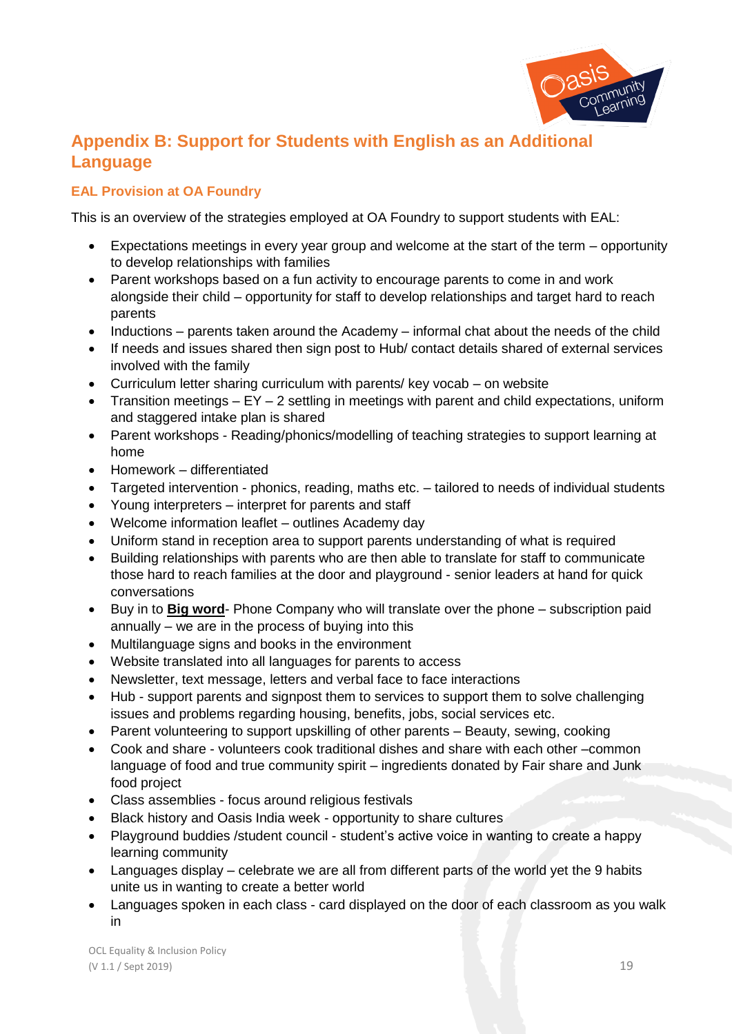# Appendix B: Support for Students with English as an Additional Language

## EAL Provision at OA Foundry

This is an overview of the strategies employed at OA Foundry to support students with EAL:

- Expectations meetings in every year group and welcome at the start of the term – opportunity to develop relationships with families
- Parent workshops based on a fun activity to encourage parents to come in and work alongside their child – opportunity for staff to develop relationships and target hard to reach parents
- Inductions – parents taken around the Academy – informal chat about the needs of the child
- If needs and issues shared then sign post to Hub/ contact details shared of external services involved with the family
- Curriculum letter sharing curriculum with parents/ key vocab – on website
- Transition meetings – EY – 2 settling in meetings with parent and child expectations, uniform and staggered intake plan is shared
- Parent workshops - Reading/phonics/modelling of teaching strategies to support learning at home
- Homework – differentiated
- Targeted intervention - phonics, reading, maths etc. – tailored to needs of individual students
- Young interpreters – interpret for parents and staff
- Welcome information leaflet – outlines Academy day
- Uniform stand in reception area to support parents understanding of what is required
- Building relationships with parents who are then able to translate for staff to communicate those hard to reach families at the door and playground - senior leaders at hand for quick conversations
- Buy in to **Big word**- Phone Company who will translate over the phone – subscription paid annually – we are in the process of buying into this
- Multilanguage signs and books in the environment
- Website translated into all languages for parents to access
- Newsletter, text message, letters and verbal face to face interactions
- Hub - support parents and signpost them to services to support them to solve challenging issues and problems regarding housing, benefits, jobs, social services etc.
- Parent volunteering to support upskilling of other parents – Beauty, sewing, cooking
- Cook and share - volunteers cook traditional dishes and share with each other –common language of food and true community spirit – ingredients donated by Fair share and Junk food project
- Class assemblies - focus around religious festivals
- Black history and Oasis India week - opportunity to share cultures
- Playground buddies /student council - student's active voice in wanting to create a happy learning community
- Languages display – celebrate we are all from different parts of the world yet the 9 habits unite us in wanting to create a better world
- Languages spoken in each class - card displayed on the door of each classroom as you walk in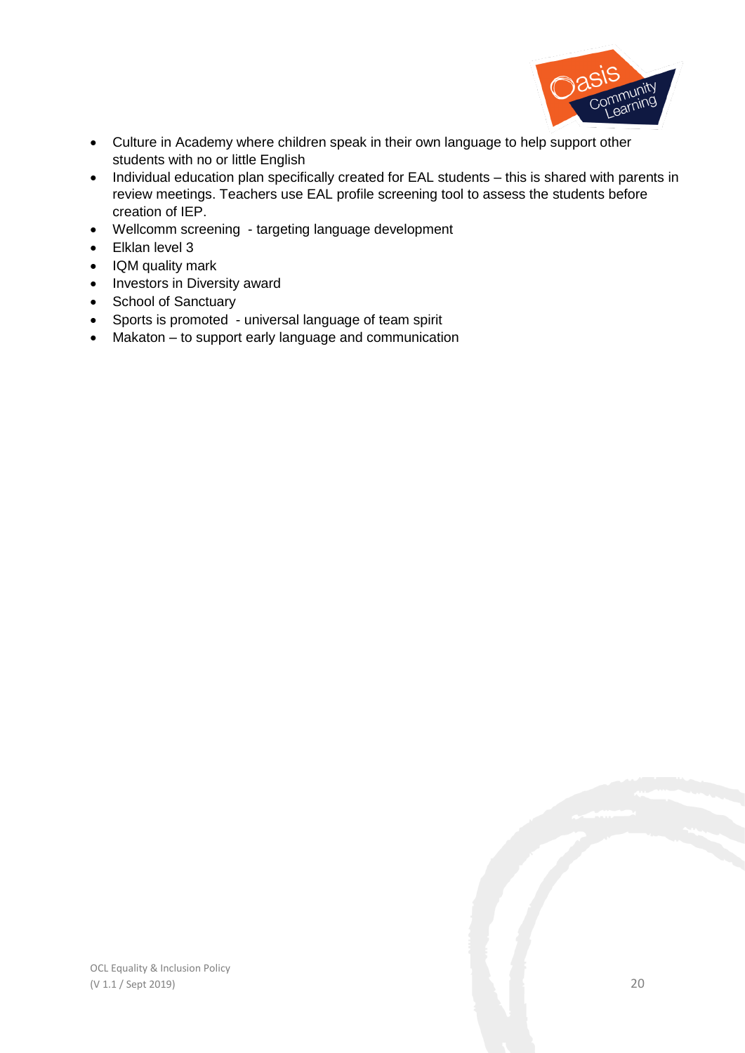- Culture in Academy where children speak in their own language to help support other students with no or little English
- Individual education plan specifically created for EAL students – this is shared with parents in review meetings. Teachers use EAL profile screening tool to assess the students before creation of IEP.
- Wellcomm screening - targeting language development
- Elklan level 3
- IQM quality mark
- Investors in Diversity award
- School of Sanctuary
- Sports is promoted - universal language of team spirit
- Makaton – to support early language and communication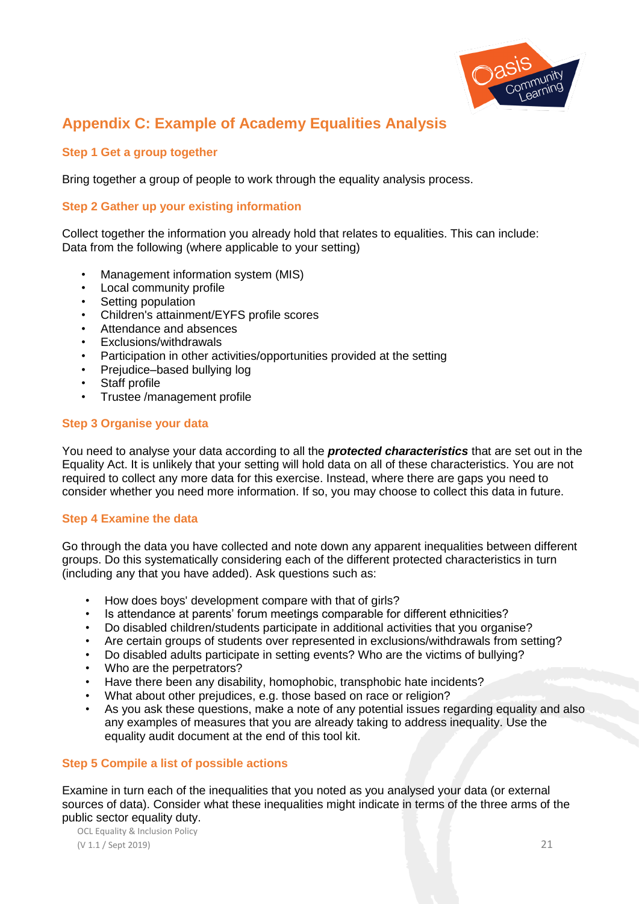## Appendix C: Example of Academy Equalities Analysis

### Step 1 Get a group together

Bring together a group of people to work through the equality analysis process.

### Step 2 Gather up your existing information

Collect together the information you already hold that relates to equalities. This can include:
Data from the following (where applicable to your setting)

- Management information system (MIS)
- Local community profile
- Setting population
- Children's attainment/EYFS profile scores
- Attendance and absences
- Exclusions/withdrawals
- Participation in other activities/opportunities provided at the setting
- Prejudice–based bullying log
- Staff profile
- Trustee /management profile

### Step 3 Organise your data

You need to analyse your data according to all the ***protected characteristics*** that are set out in the Equality Act. It is unlikely that your setting will hold data on all of these characteristics. You are not required to collect any more data for this exercise. Instead, where there are gaps you need to consider whether you need more information. If so, you may choose to collect this data in future.

### Step 4 Examine the data

Go through the data you have collected and note down any apparent inequalities between different groups. Do this systematically considering each of the different protected characteristics in turn (including any that you have added). Ask questions such as:

- How does boys' development compare with that of girls?
- Is attendance at parents' forum meetings comparable for different ethnicities?
- Do disabled children/students participate in additional activities that you organise?
- Are certain groups of students over represented in exclusions/withdrawals from setting?
- Do disabled adults participate in setting events? Who are the victims of bullying?
- Who are the perpetrators?
- Have there been any disability, homophobic, transphobic hate incidents?
- What about other prejudices, e.g. those based on race or religion?
- As you ask these questions, make a note of any potential issues regarding equality and also any examples of measures that you are already taking to address inequality. Use the equality audit document at the end of this tool kit.

### Step 5 Compile a list of possible actions

Examine in turn each of the inequalities that you noted as you analysed your data (or external sources of data). Consider what these inequalities might indicate in terms of the three arms of the public sector equality duty.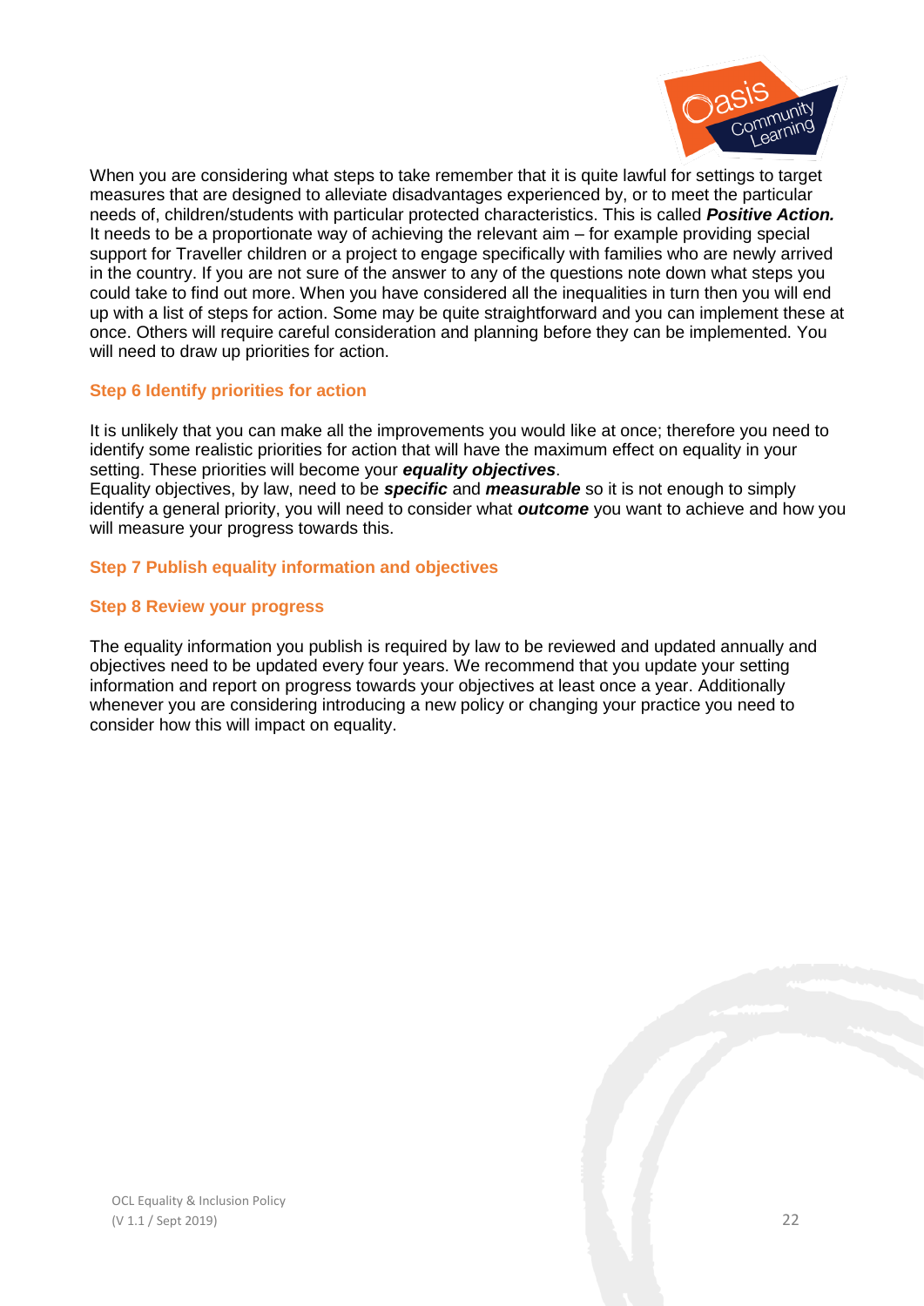When you are considering what steps to take remember that it is quite lawful for settings to target measures that are designed to alleviate disadvantages experienced by, or to meet the particular needs of, children/students with particular protected characteristics. This is called ***Positive Action.*** It needs to be a proportionate way of achieving the relevant aim – for example providing special support for Traveller children or a project to engage specifically with families who are newly arrived in the country. If you are not sure of the answer to any of the questions note down what steps you could take to find out more. When you have considered all the inequalities in turn then you will end up with a list of steps for action. Some may be quite straightforward and you can implement these at once. Others will require careful consideration and planning before they can be implemented. You will need to draw up priorities for action.

### Step 6 Identify priorities for action

It is unlikely that you can make all the improvements you would like at once; therefore you need to identify some realistic priorities for action that will have the maximum effect on equality in your setting. These priorities will become your ***equality objectives***.

Equality objectives, by law, need to be ***specific*** and ***measurable*** so it is not enough to simply identify a general priority, you will need to consider what ***outcome*** you want to achieve and how you will measure your progress towards this.

### Step 7 Publish equality information and objectives

### Step 8 Review your progress

The equality information you publish is required by law to be reviewed and updated annually and objectives need to be updated every four years. We recommend that you update your setting information and report on progress towards your objectives at least once a year. Additionally whenever you are considering introducing a new policy or changing your practice you need to consider how this will impact on equality.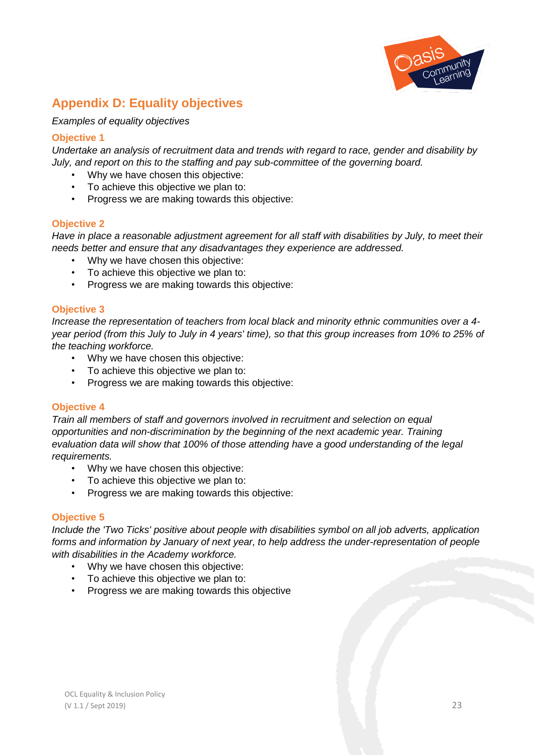## Appendix D: Equality objectives

*Examples of equality objectives*

### Objective 1

*Undertake an analysis of recruitment data and trends with regard to race, gender and disability by July, and report on this to the staffing and pay sub-committee of the governing board.*

- Why we have chosen this objective:
- To achieve this objective we plan to:
- Progress we are making towards this objective:

### Objective 2

*Have in place a reasonable adjustment agreement for all staff with disabilities by July, to meet their needs better and ensure that any disadvantages they experience are addressed.*

- Why we have chosen this objective:
- To achieve this objective we plan to:
- Progress we are making towards this objective:

### Objective 3

*Increase the representation of teachers from local black and minority ethnic communities over a 4-year period (from this July to July in 4 years' time), so that this group increases from 10% to 25% of the teaching workforce.*

- Why we have chosen this objective:
- To achieve this objective we plan to:
- Progress we are making towards this objective:

### Objective 4

*Train all members of staff and governors involved in recruitment and selection on equal opportunities and non-discrimination by the beginning of the next academic year. Training evaluation data will show that 100% of those attending have a good understanding of the legal requirements.*

- Why we have chosen this objective:
- To achieve this objective we plan to:
- Progress we are making towards this objective:

### Objective 5

*Include the 'Two Ticks' positive about people with disabilities symbol on all job adverts, application forms and information by January of next year, to help address the under-representation of people with disabilities in the Academy workforce.*

- Why we have chosen this objective:
- To achieve this objective we plan to:
- Progress we are making towards this objective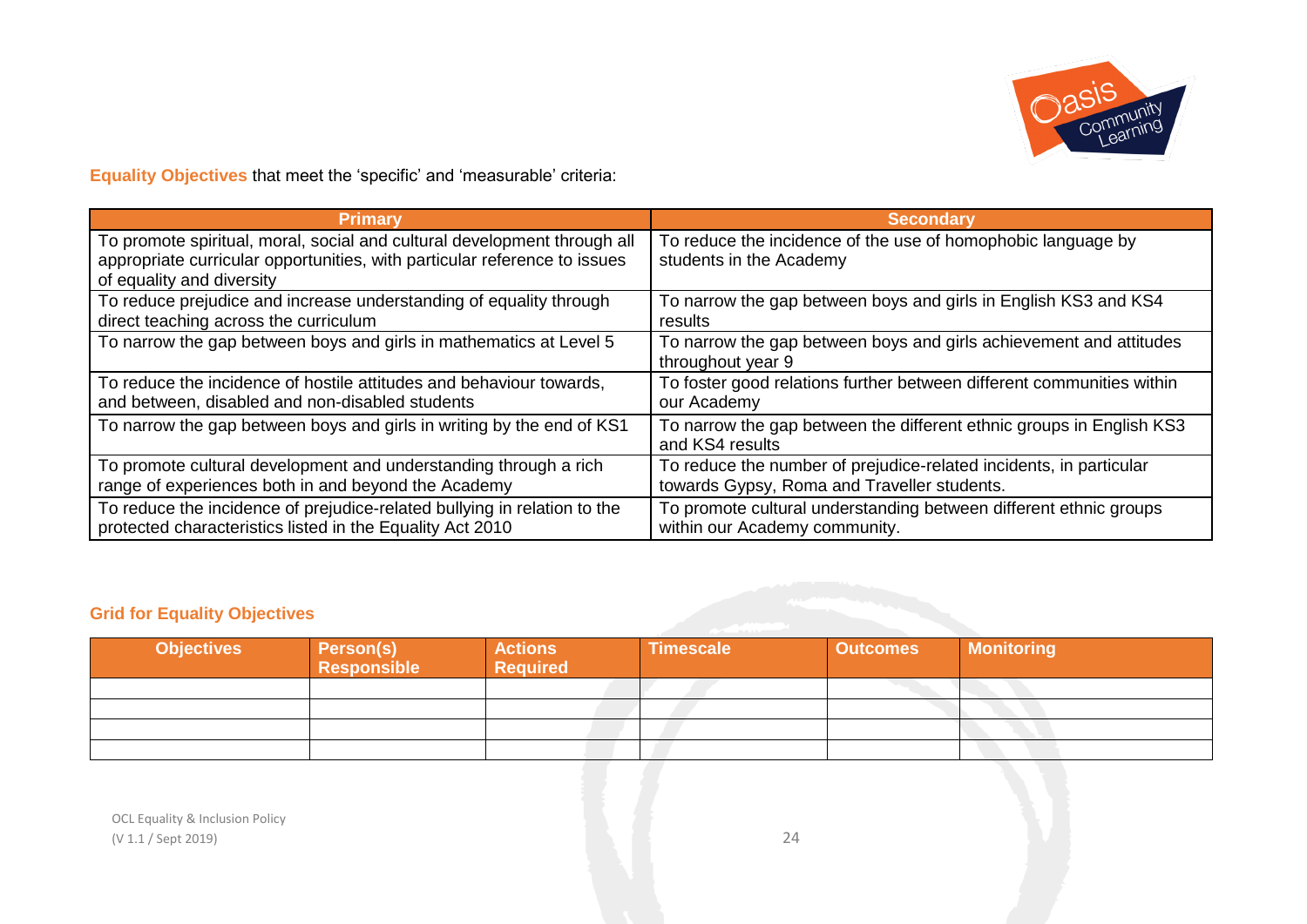**Equality Objectives** that meet the 'specific' and 'measurable' criteria:

| Primary | Secondary |
|---|---|
| To promote spiritual, moral, social and cultural development through all appropriate curricular opportunities, with particular reference to issues of equality and diversity | To reduce the incidence of the use of homophobic language by students in the Academy |
| To reduce prejudice and increase understanding of equality through direct teaching across the curriculum | To narrow the gap between boys and girls in English KS3 and KS4 results |
| To narrow the gap between boys and girls in mathematics at Level 5 | To narrow the gap between boys and girls achievement and attitudes throughout year 9 |
| To reduce the incidence of hostile attitudes and behaviour towards, and between, disabled and non-disabled students | To foster good relations further between different communities within our Academy |
| To narrow the gap between boys and girls in writing by the end of KS1 | To narrow the gap between the different ethnic groups in English KS3 and KS4 results |
| To promote cultural development and understanding through a rich range of experiences both in and beyond the Academy | To reduce the number of prejudice-related incidents, in particular towards Gypsy, Roma and Traveller students. |
| To reduce the incidence of prejudice-related bullying in relation to the protected characteristics listed in the Equality Act 2010 | To promote cultural understanding between different ethnic groups within our Academy community. |

### Grid for Equality Objectives

| Objectives | Person(s) Responsible | Actions Required | Timescale | Outcomes | Monitoring |
|---|---|---|---|---|---|
| | | | | | |
| | | | | | |
| | | | | | |
| | | | | | |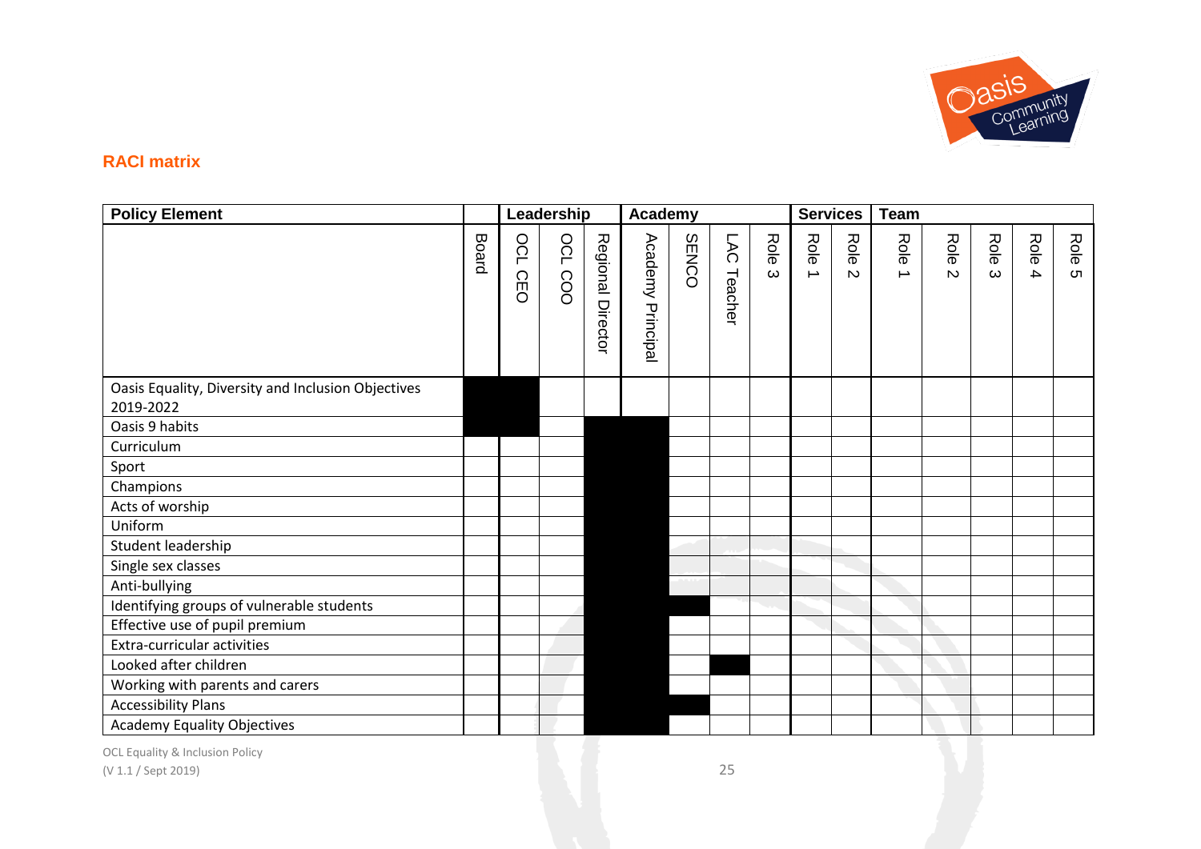## RACI matrix

| Policy Element | Board | Leadership | | | Academy | | | | Services | | Team | | | | |
|---|---|---|---|---|---|---|---|---|---|---|---|---|---|---|---|
| | Board | OCL CEO | OCL COO | Regional Director | Academy Principal | SENCO | LAC Teacher | Role 3 | Role 1 | Role 2 | Role 1 | Role 2 | Role 3 | Role 4 | Role 5 |
| Oasis Equality, Diversity and Inclusion Objectives 2019-2022 | ■ | ■ | | | | | | | | | | | | | |
| Oasis 9 habits | ■ | ■ | | ■ | ■ | | | | | | | | | | |
| Curriculum | | | | ■ | ■ | | | | | | | | | | |
| Sport | | | | ■ | ■ | | | | | | | | | | |
| Champions | | | | ■ | ■ | | | | | | | | | | |
| Acts of worship | | | | ■ | ■ | | | | | | | | | | |
| Uniform | | | | ■ | ■ | | | | | | | | | | |
| Student leadership | | | | ■ | ■ | | | | | | | | | | |
| Single sex classes | | | | ■ | ■ | | | | | | | | | | |
| Anti-bullying | | | | ■ | ■ | | | | | | | | | | |
| Identifying groups of vulnerable students | | | | ■ | ■ | ■ | | | | | | | | | |
| Effective use of pupil premium | | | | ■ | ■ | | | | | | | | | | |
| Extra-curricular activities | | | | ■ | ■ | | | | | | | | | | |
| Looked after children | | | | ■ | ■ | | ■ | | | | | | | | |
| Working with parents and carers | | | | ■ | ■ | | | | | | | | | | |
| Accessibility Plans | | | | ■ | ■ | ■ | | | | | | | | | |
| Academy Equality Objectives | | | | ■ | ■ | | | | | | | | | | |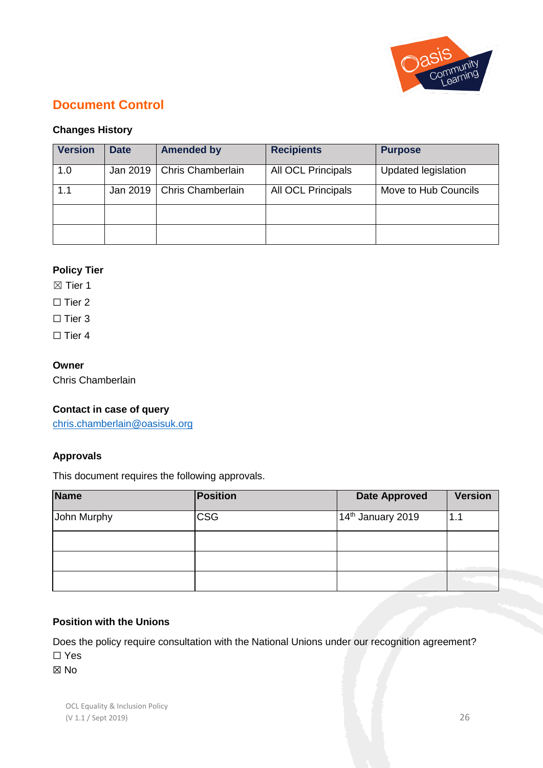## Document Control

### Changes History

| Version | Date | Amended by | Recipients | Purpose |
|---|---|---|---|---|
| 1.0 | Jan 2019 | Chris Chamberlain | All OCL Principals | Updated legislation |
| 1.1 | Jan 2019 | Chris Chamberlain | All OCL Principals | Move to Hub Councils |
| | | | | |
| | | | | |

### Policy Tier

☒ Tier 1

☐ Tier 2

☐ Tier 3

☐ Tier 4

### Owner

Chris Chamberlain

### Contact in case of query

chris.chamberlain@oasisuk.org

### Approvals

This document requires the following approvals.

| Name | Position | Date Approved | Version |
|---|---|---|---|
| John Murphy | CSG | 14th January 2019 | 1.1 |
| | | | |
| | | | |
| | | | |

### Position with the Unions

Does the policy require consultation with the National Unions under our recognition agreement?

☐ Yes

☒ No

OCL Equality & Inclusion Policy
(V 1.1 / Sept 2019)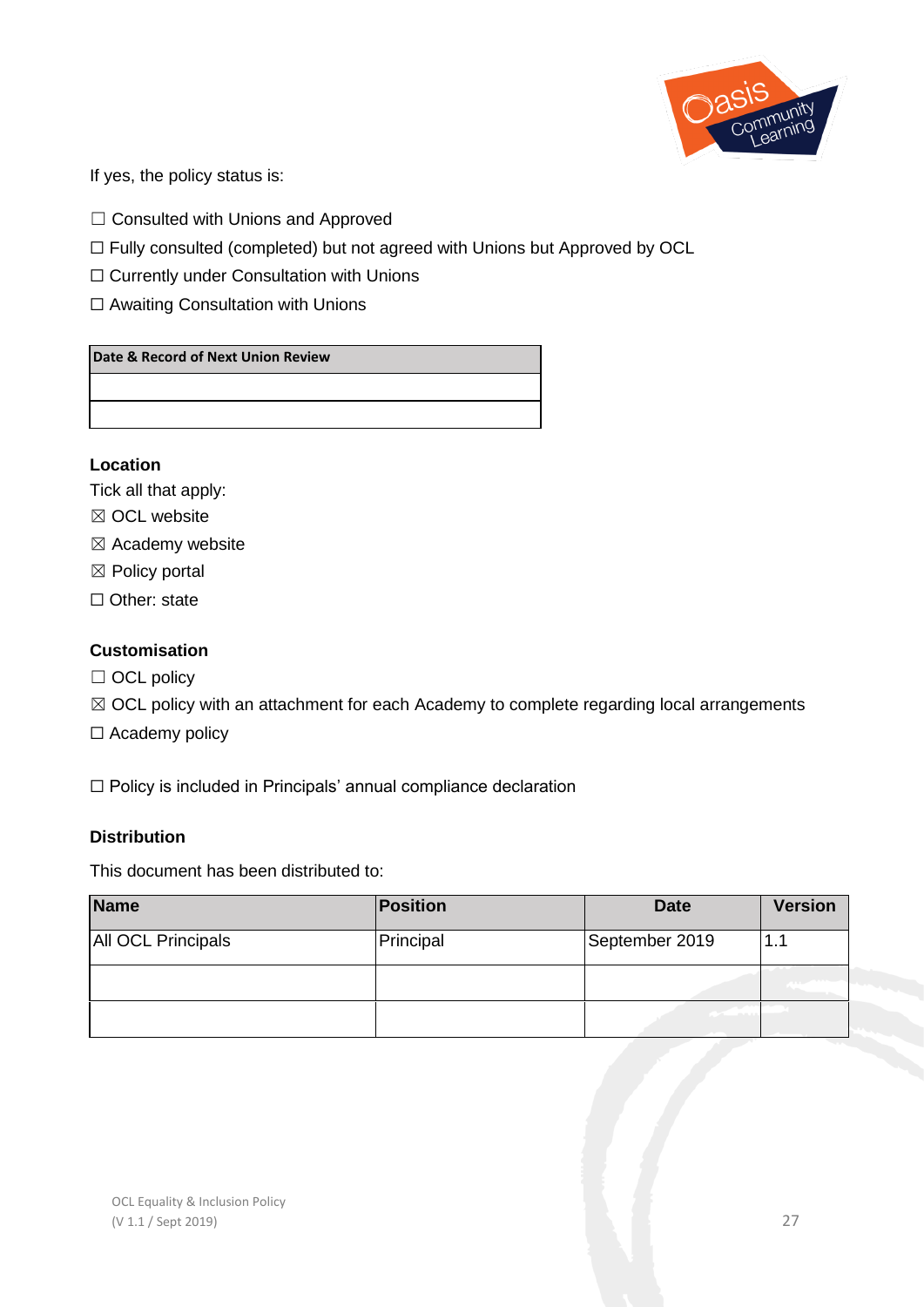If yes, the policy status is:

☐ Consulted with Unions and Approved

☐ Fully consulted (completed) but not agreed with Unions but Approved by OCL

☐ Currently under Consultation with Unions

☐ Awaiting Consultation with Unions

| Date & Record of Next Union Review |
| --- |
| |
| |

**Location**

Tick all that apply:

☒ OCL website

☒ Academy website

☒ Policy portal

☐ Other: state

**Customisation**

☐ OCL policy

☒ OCL policy with an attachment for each Academy to complete regarding local arrangements

☐ Academy policy

☐ Policy is included in Principals' annual compliance declaration

**Distribution**

This document has been distributed to:

| Name | Position | Date | Version |
| --- | --- | --- | --- |
| All OCL Principals | Principal | September 2019 | 1.1 |
| | | | |
| | | | |